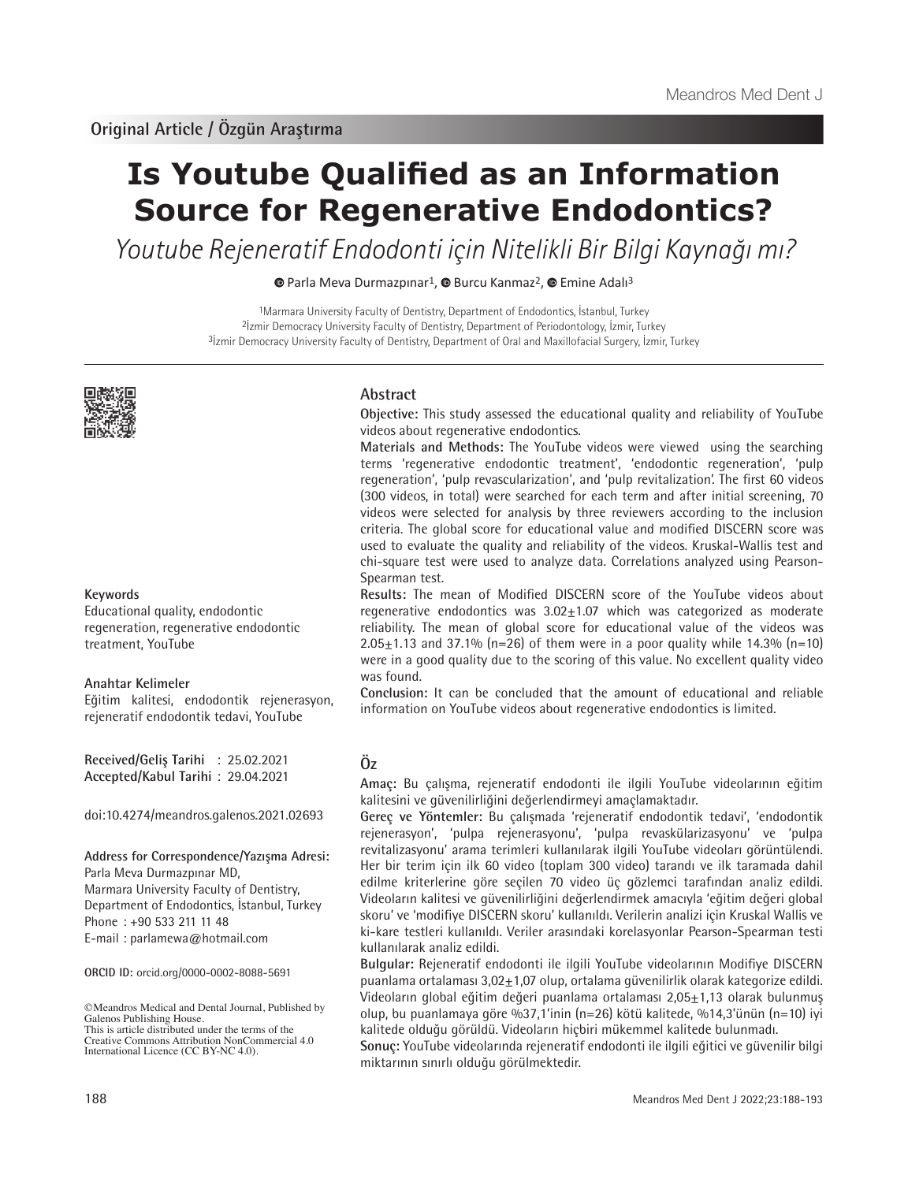Original Article / Özgün Araştırma

# Is Youtube Qualified as an Information Source for Regenerative Endodontics?

*Youtube Rejeneratif Endodonti için Nitelikli Bir Bilgi Kaynağı mı?*

Parla Meva Durmazpınar[1], Burcu Kanmaz[2], Emine Adalı[3]

[1]Marmara University Faculty of Dentistry, Department of Endodontics, İstanbul, Turkey
[2]İzmir Democracy University Faculty of Dentistry, Department of Periodontology, İzmir, Turkey
[3]İzmir Democracy University Faculty of Dentistry, Department of Oral and Maxillofacial Surgery, İzmir, Turkey

## Abstract

**Objective:** This study assessed the educational quality and reliability of YouTube videos about regenerative endodontics.

**Materials and Methods:** The YouTube videos were viewed using the searching terms 'regenerative endodontic treatment', 'endodontic regeneration', 'pulp regeneration', 'pulp revascularization', and 'pulp revitalization'. The first 60 videos (300 videos, in total) were searched for each term and after initial screening, 70 videos were selected for analysis by three reviewers according to the inclusion criteria. The global score for educational value and modified DISCERN score was used to evaluate the quality and reliability of the videos. Kruskal-Wallis test and chi-square test were used to analyze data. Correlations analyzed using Pearson-Spearman test.

**Results:** The mean of Modified DISCERN score of the YouTube videos about regenerative endodontics was 3.02±1.07 which was categorized as moderate reliability. The mean of global score for educational value of the videos was 2.05±1.13 and 37.1% (n=26) of them were in a poor quality while 14.3% (n=10) were in a good quality due to the scoring of this value. No excellent quality video was found.

**Conclusion:** It can be concluded that the amount of educational and reliable information on YouTube videos about regenerative endodontics is limited.

**Keywords**

Educational quality, endodontic regeneration, regenerative endodontic treatment, YouTube

## Öz

**Amaç:** Bu çalışma, rejeneratif endodonti ile ilgili YouTube videolarının eğitim kalitesini ve güvenilirliğini değerlendirmeyi amaçlamaktadır.

**Gereç ve Yöntemler:** Bu çalışmada 'rejeneratif endodontik tedavi', 'endodontik rejenerasyon', 'pulpa rejenerasyonu', 'pulpa revaskülarizasyonu' ve 'pulpa revitalizasyonu' arama terimleri kullanılarak ilgili YouTube videoları görüntülendi. Her bir terim için ilk 60 video (toplam 300 video) tarandı ve ilk taramada dahil edilme kriterlerine göre seçilen 70 video üç gözlemci tarafından analiz edildi. Videoların kalitesi ve güvenilirliğini değerlendirmek amacıyla 'eğitim değeri global skoru' ve 'modifiye DISCERN skoru' kullanıldı. Verilerin analizi için Kruskal Wallis ve ki-kare testleri kullanıldı. Veriler arasındaki korelasyonlar Pearson-Spearman testi kullanılarak analiz edildi.

**Bulgular:** Rejeneratif endodonti ile ilgili YouTube videolarının Modifiye DISCERN puanlama ortalaması 3,02±1,07 olup, ortalama güvenilirlik olarak kategorize edildi. Videoların global eğitim değeri puanlama ortalaması 2,05±1,13 olarak bulunmuş olup, bu puanlamaya göre %37,1'inin (n=26) kötü kalitede, %14,3'ünün (n=10) iyi kalitede olduğu görüldü. Videoların hiçbiri mükemmel kalitede bulunmadı.

**Sonuç:** YouTube videolarında rejeneratif endodonti ile ilgili eğitici ve güvenilir bilgi miktarının sınırlı olduğu görülmektedir.

**Anahtar Kelimeler**

Eğitim kalitesi, endodontik rejenerasyon, rejeneratif endodontik tedavi, YouTube

**Received/Geliş Tarihi** : 25.02.2021
**Accepted/Kabul Tarihi** : 29.04.2021

doi:10.4274/meandros.galenos.2021.02693

**Address for Correspondence/Yazışma Adresi:**
Parla Meva Durmazpınar MD,
Marmara University Faculty of Dentistry,
Department of Endodontics, İstanbul, Turkey
Phone : +90 533 211 11 48
E-mail : parlamewa@hotmail.com

**ORCID ID:** orcid.org/0000-0002-8088-5691

©Meandros Medical and Dental Journal, Published by Galenos Publishing House.
This is article distributed under the terms of the Creative Commons Attribution NonCommercial 4.0 International Licence (CC BY-NC 4.0).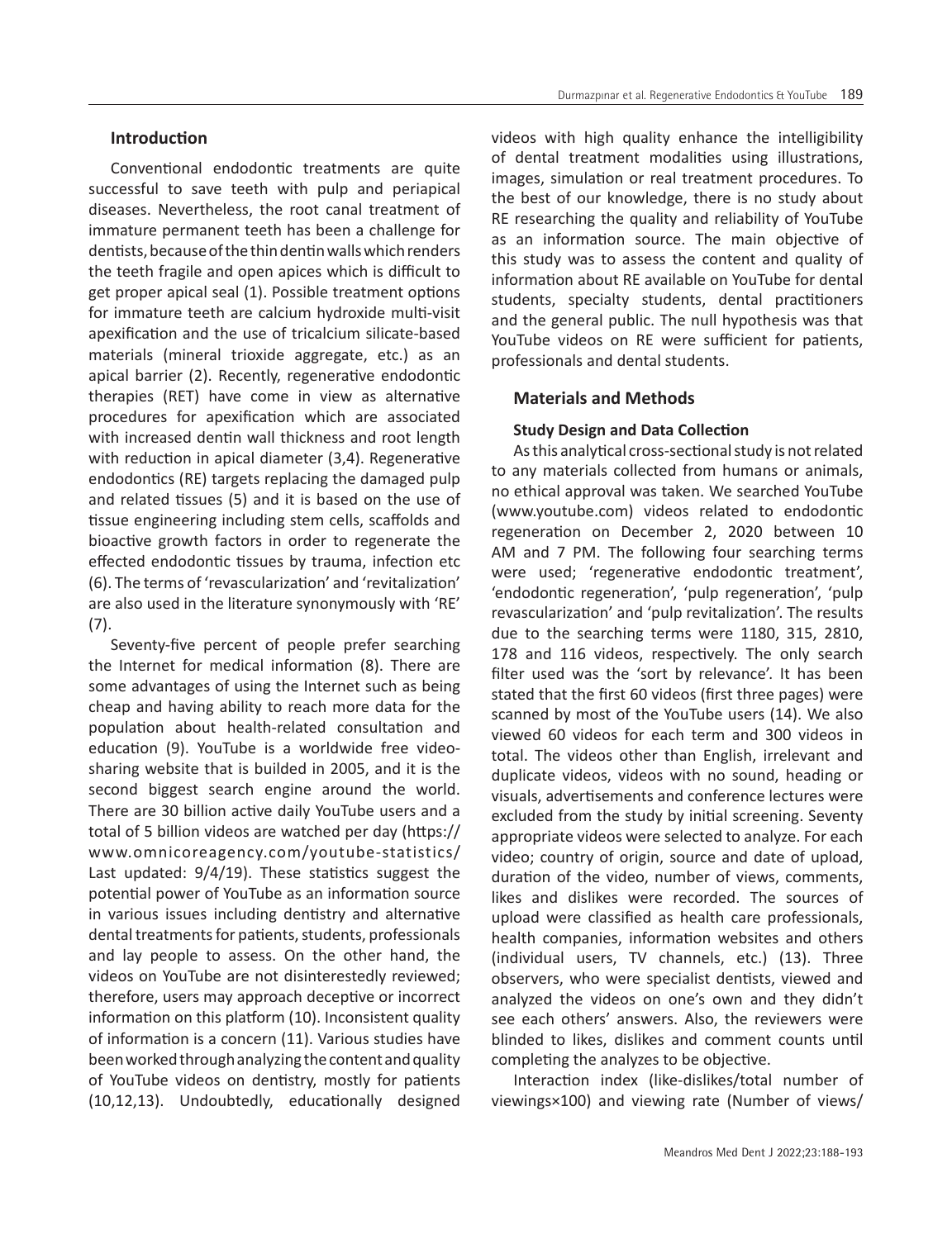## Introduction

Conventional endodontic treatments are quite successful to save teeth with pulp and periapical diseases. Nevertheless, the root canal treatment of immature permanent teeth has been a challenge for dentists, because of the thin dentin walls which renders the teeth fragile and open apices which is difficult to get proper apical seal (1). Possible treatment options for immature teeth are calcium hydroxide multi-visit apexification and the use of tricalcium silicate-based materials (mineral trioxide aggregate, etc.) as an apical barrier (2). Recently, regenerative endodontic therapies (RET) have come in view as alternative procedures for apexification which are associated with increased dentin wall thickness and root length with reduction in apical diameter (3,4). Regenerative endodontics (RE) targets replacing the damaged pulp and related tissues (5) and it is based on the use of tissue engineering including stem cells, scaffolds and bioactive growth factors in order to regenerate the effected endodontic tissues by trauma, infection etc (6). The terms of 'revascularization' and 'revitalization' are also used in the literature synonymously with 'RE' (7).

Seventy-five percent of people prefer searching the Internet for medical information (8). There are some advantages of using the Internet such as being cheap and having ability to reach more data for the population about health-related consultation and education (9). YouTube is a worldwide free video-sharing website that is builded in 2005, and it is the second biggest search engine around the world. There are 30 billion active daily YouTube users and a total of 5 billion videos are watched per day (https://www.omnicoreagency.com/youtube-statistics/ Last updated: 9/4/19). These statistics suggest the potential power of YouTube as an information source in various issues including dentistry and alternative dental treatments for patients, students, professionals and lay people to assess. On the other hand, the videos on YouTube are not disinterestedly reviewed; therefore, users may approach deceptive or incorrect information on this platform (10). Inconsistent quality of information is a concern (11). Various studies have been worked through analyzing the content and quality of YouTube videos on dentistry, mostly for patients (10,12,13). Undoubtedly, educationally designed videos with high quality enhance the intelligibility of dental treatment modalities using illustrations, images, simulation or real treatment procedures. To the best of our knowledge, there is no study about RE researching the quality and reliability of YouTube as an information source. The main objective of this study was to assess the content and quality of information about RE available on YouTube for dental students, specialty students, dental practitioners and the general public. The null hypothesis was that YouTube videos on RE were sufficient for patients, professionals and dental students.

## Materials and Methods

### Study Design and Data Collection

As this analytical cross-sectional study is not related to any materials collected from humans or animals, no ethical approval was taken. We searched YouTube (www.youtube.com) videos related to endodontic regeneration on December 2, 2020 between 10 AM and 7 PM. The following four searching terms were used; 'regenerative endodontic treatment', 'endodontic regeneration', 'pulp regeneration', 'pulp revascularization' and 'pulp revitalization'. The results due to the searching terms were 1180, 315, 2810, 178 and 116 videos, respectively. The only search filter used was the 'sort by relevance'. It has been stated that the first 60 videos (first three pages) were scanned by most of the YouTube users (14). We also viewed 60 videos for each term and 300 videos in total. The videos other than English, irrelevant and duplicate videos, videos with no sound, heading or visuals, advertisements and conference lectures were excluded from the study by initial screening. Seventy appropriate videos were selected to analyze. For each video; country of origin, source and date of upload, duration of the video, number of views, comments, likes and dislikes were recorded. The sources of upload were classified as health care professionals, health companies, information websites and others (individual users, TV channels, etc.) (13). Three observers, who were specialist dentists, viewed and analyzed the videos on one's own and they didn't see each others' answers. Also, the reviewers were blinded to likes, dislikes and comment counts until completing the analyzes to be objective.

Interaction index (like-dislikes/total number of viewings×100) and viewing rate (Number of views/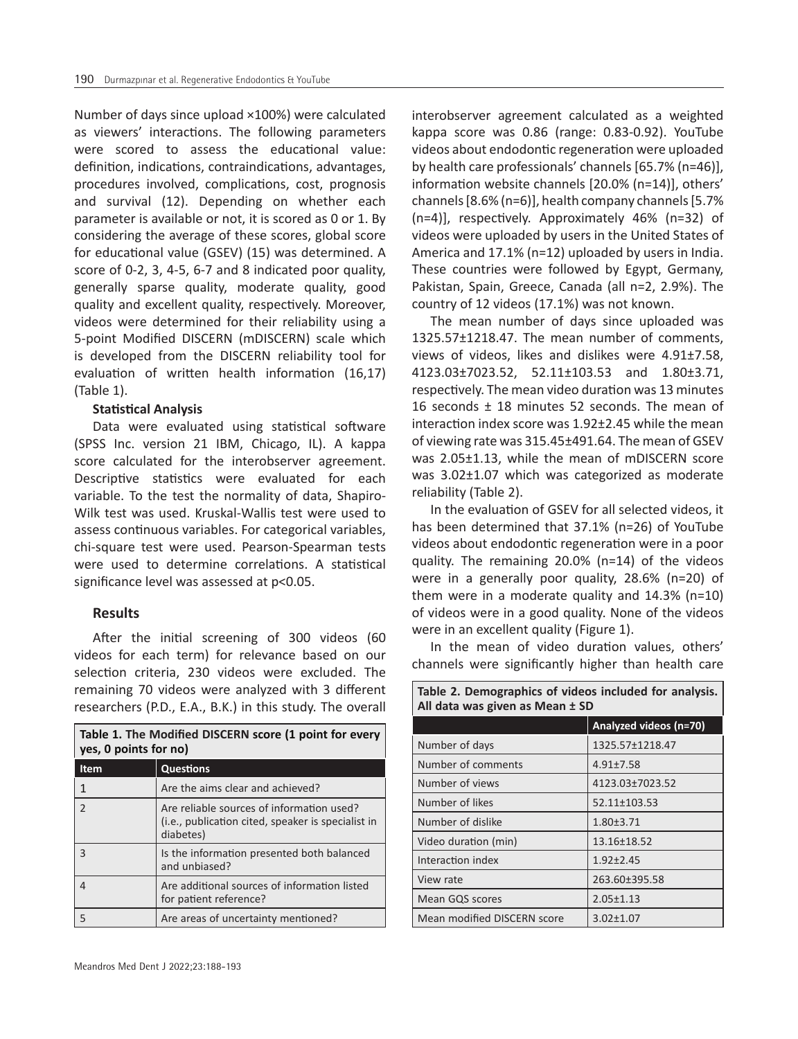Number of days since upload ×100%) were calculated as viewers' interactions. The following parameters were scored to assess the educational value: definition, indications, contraindications, advantages, procedures involved, complications, cost, prognosis and survival (12). Depending on whether each parameter is available or not, it is scored as 0 or 1. By considering the average of these scores, global score for educational value (GSEV) (15) was determined. A score of 0-2, 3, 4-5, 6-7 and 8 indicated poor quality, generally sparse quality, moderate quality, good quality and excellent quality, respectively. Moreover, videos were determined for their reliability using a 5-point Modified DISCERN (mDISCERN) scale which is developed from the DISCERN reliability tool for evaluation of written health information (16,17) (Table 1).

### Statistical Analysis

Data were evaluated using statistical software (SPSS Inc. version 21 IBM, Chicago, IL). A kappa score calculated for the interobserver agreement. Descriptive statistics were evaluated for each variable. To the test the normality of data, Shapiro-Wilk test was used. Kruskal-Wallis test were used to assess continuous variables. For categorical variables, chi-square test were used. Pearson-Spearman tests were used to determine correlations. A statistical significance level was assessed at $p<0.05$.

## Results

After the initial screening of 300 videos (60 videos for each term) for relevance based on our selection criteria, 230 videos were excluded. The remaining 70 videos were analyzed with 3 different researchers (P.D., E.A., B.K.) in this study. The overall interobserver agreement calculated as a weighted kappa score was 0.86 (range: 0.83-0.92). YouTube videos about endodontic regeneration were uploaded by health care professionals' channels [65.7% (n=46)], information website channels [20.0% (n=14)], others' channels [8.6% (n=6)], health company channels [5.7% (n=4)], respectively. Approximately 46% (n=32) of videos were uploaded by users in the United States of America and 17.1% (n=12) uploaded by users in India. These countries were followed by Egypt, Germany, Pakistan, Spain, Greece, Canada (all n=2, 2.9%). The country of 12 videos (17.1%) was not known.

**Table 1. The Modified DISCERN score (1 point for every yes, 0 points for no)**

| Item | Questions |
|---|---|
| 1 | Are the aims clear and achieved? |
| 2 | Are reliable sources of information used? (i.e., publication cited, speaker is specialist in diabetes) |
| 3 | Is the information presented both balanced and unbiased? |
| 4 | Are additional sources of information listed for patient reference? |
| 5 | Are areas of uncertainty mentioned? |

The mean number of days since uploaded was 1325.57±1218.47. The mean number of comments, views of videos, likes and dislikes were 4.91±7.58, 4123.03±7023.52, 52.11±103.53 and 1.80±3.71, respectively. The mean video duration was 13 minutes 16 seconds ± 18 minutes 52 seconds. The mean of interaction index score was 1.92±2.45 while the mean of viewing rate was 315.45±491.64. The mean of GSEV was 2.05±1.13, while the mean of mDISCERN score was 3.02±1.07 which was categorized as moderate reliability (Table 2).

In the evaluation of GSEV for all selected videos, it has been determined that 37.1% (n=26) of YouTube videos about endodontic regeneration were in a poor quality. The remaining 20.0% (n=14) of the videos were in a generally poor quality, 28.6% (n=20) of them were in a moderate quality and 14.3% (n=10) of videos were in a good quality. None of the videos were in an excellent quality (Figure 1).

In the mean of video duration values, others' channels were significantly higher than health care

**Table 2. Demographics of videos included for analysis. All data was given as Mean ± SD**

| | Analyzed videos (n=70) |
|---|---|
| Number of days | 1325.57±1218.47 |
| Number of comments | 4.91±7.58 |
| Number of views | 4123.03±7023.52 |
| Number of likes | 52.11±103.53 |
| Number of dislike | 1.80±3.71 |
| Video duration (min) | 13.16±18.52 |
| Interaction index | 1.92±2.45 |
| View rate | 263.60±395.58 |
| Mean GQS scores | 2.05±1.13 |
| Mean modified DISCERN score | 3.02±1.07 |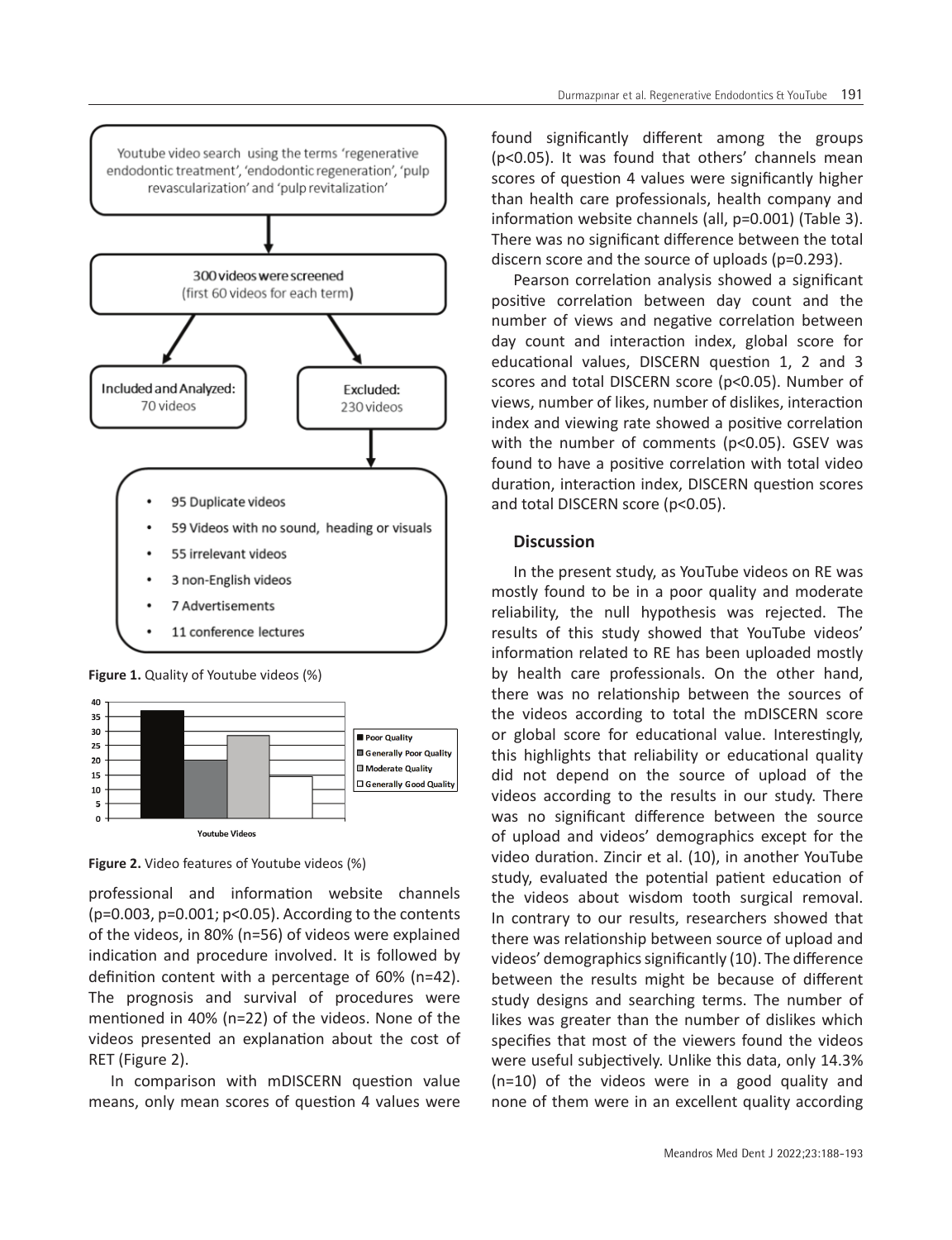Youtube video search using the terms 'regenerative endodontic treatment', 'endodontic regeneration', 'pulp revascularization' and 'pulp revitalization'

300 videos were screened (first 60 videos for each term)

Included and Analyzed: 70 videos

Excluded: 230 videos

- 95 Duplicate videos
- 59 Videos with no sound, heading or visuals
- 55 irrelevant videos
- 3 non-English videos
- 7 Advertisements
- 11 conference lectures

**Figure 1.** Quality of Youtube videos (%)

**Figure 2.** Video features of Youtube videos (%)

professional and information website channels (p=0.003, p=0.001; p<0.05). According to the contents of the videos, in 80% (n=56) of videos were explained indication and procedure involved. It is followed by definition content with a percentage of 60% (n=42). The prognosis and survival of procedures were mentioned in 40% (n=22) of the videos. None of the videos presented an explanation about the cost of RET (Figure 2).

In comparison with mDISCERN question value means, only mean scores of question 4 values were found significantly different among the groups (p<0.05). It was found that others' channels mean scores of question 4 values were significantly higher than health care professionals, health company and information website channels (all, p=0.001) (Table 3). There was no significant difference between the total discern score and the source of uploads (p=0.293).

Pearson correlation analysis showed a significant positive correlation between day count and the number of views and negative correlation between day count and interaction index, global score for educational values, DISCERN question 1, 2 and 3 scores and total DISCERN score (p<0.05). Number of views, number of likes, number of dislikes, interaction index and viewing rate showed a positive correlation with the number of comments (p<0.05). GSEV was found to have a positive correlation with total video duration, interaction index, DISCERN question scores and total DISCERN score (p<0.05).

## Discussion

In the present study, as YouTube videos on RE was mostly found to be in a poor quality and moderate reliability, the null hypothesis was rejected. The results of this study showed that YouTube videos' information related to RE has been uploaded mostly by health care professionals. On the other hand, there was no relationship between the sources of the videos according to total the mDISCERN score or global score for educational value. Interestingly, this highlights that reliability or educational quality did not depend on the source of upload of the videos according to the results in our study. There was no significant difference between the source of upload and videos' demographics except for the video duration. Zincir et al. (10), in another YouTube study, evaluated the potential patient education of the videos about wisdom tooth surgical removal. In contrary to our results, researchers showed that there was relationship between source of upload and videos' demographics significantly (10). The difference between the results might be because of different study designs and searching terms. The number of likes was greater than the number of dislikes which specifies that most of the viewers found the videos were useful subjectively. Unlike this data, only 14.3% (n=10) of the videos were in a good quality and none of them were in an excellent quality according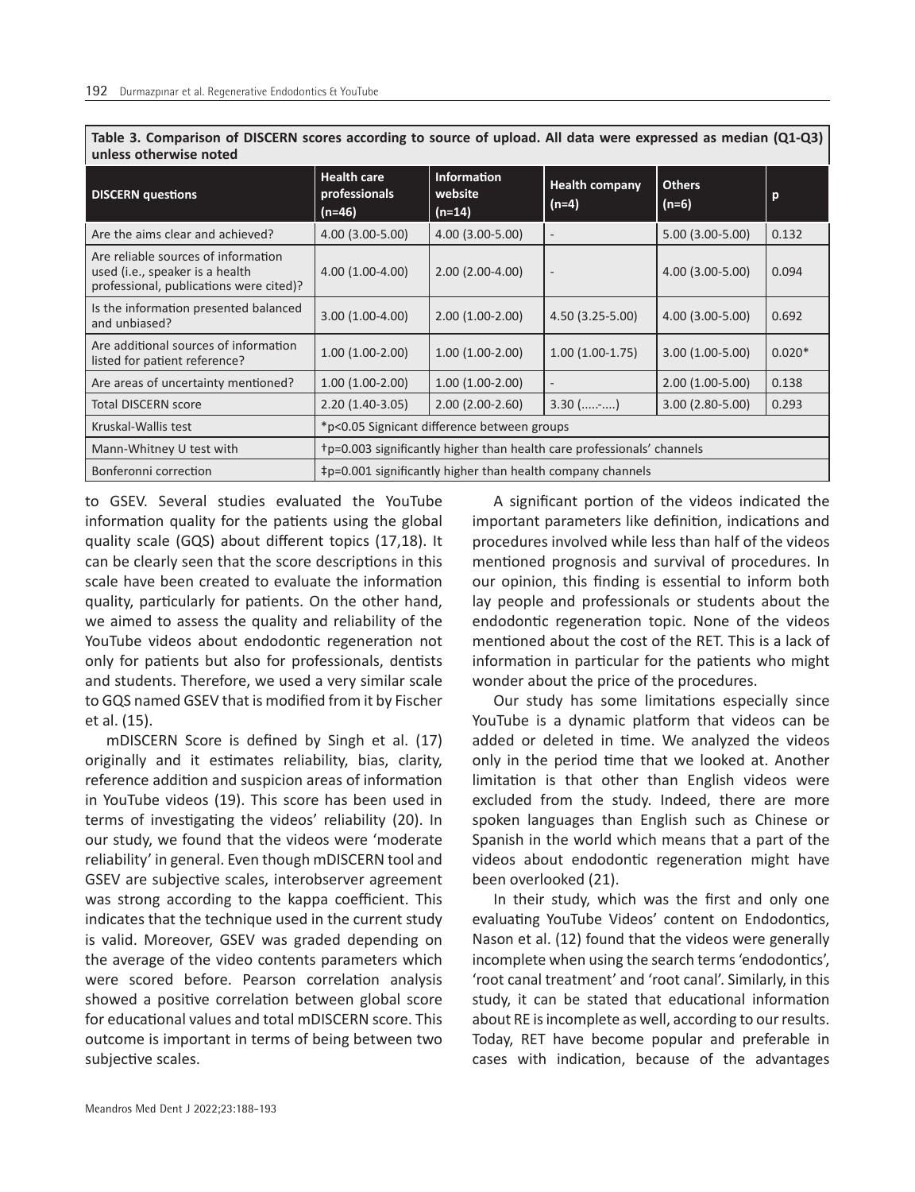**Table 3. Comparison of DISCERN scores according to source of upload. All data were expressed as median (Q1-Q3) unless otherwise noted**

| DISCERN questions | Health care professionals (n=46) | Information website (n=14) | Health company (n=4) | Others (n=6) | p |
|---|---|---|---|---|---|
| Are the aims clear and achieved? | 4.00 (3.00-5.00) | 4.00 (3.00-5.00) | - | 5.00 (3.00-5.00) | 0.132 |
| Are reliable sources of information used (i.e., speaker is a health professional, publications were cited)? | 4.00 (1.00-4.00) | 2.00 (2.00-4.00) | - | 4.00 (3.00-5.00) | 0.094 |
| Is the information presented balanced and unbiased? | 3.00 (1.00-4.00) | 2.00 (1.00-2.00) | 4.50 (3.25-5.00) | 4.00 (3.00-5.00) | 0.692 |
| Are additional sources of information listed for patient reference? | 1.00 (1.00-2.00) | 1.00 (1.00-2.00) | 1.00 (1.00-1.75) | 3.00 (1.00-5.00) | 0.020* |
| Are areas of uncertainty mentioned? | 1.00 (1.00-2.00) | 1.00 (1.00-2.00) | - | 2.00 (1.00-5.00) | 0.138 |
| Total DISCERN score | 2.20 (1.40-3.05) | 2.00 (2.00-2.60) | 3.30 (.....-....) | 3.00 (2.80-5.00) | 0.293 |
| Kruskal-Wallis test | *p<0.05 Signicant difference between groups | | | | |
| Mann-Whitney U test with | †p=0.003 significantly higher than health care professionals' channels | | | | |
| Bonferonni correction | ‡p=0.001 significantly higher than health company channels | | | | |

to GSEV. Several studies evaluated the YouTube information quality for the patients using the global quality scale (GQS) about different topics (17,18). It can be clearly seen that the score descriptions in this scale have been created to evaluate the information quality, particularly for patients. On the other hand, we aimed to assess the quality and reliability of the YouTube videos about endodontic regeneration not only for patients but also for professionals, dentists and students. Therefore, we used a very similar scale to GQS named GSEV that is modified from it by Fischer et al. (15).

mDISCERN Score is defined by Singh et al. (17) originally and it estimates reliability, bias, clarity, reference addition and suspicion areas of information in YouTube videos (19). This score has been used in terms of investigating the videos' reliability (20). In our study, we found that the videos were 'moderate reliability' in general. Even though mDISCERN tool and GSEV are subjective scales, interobserver agreement was strong according to the kappa coefficient. This indicates that the technique used in the current study is valid. Moreover, GSEV was graded depending on the average of the video contents parameters which were scored before. Pearson correlation analysis showed a positive correlation between global score for educational values and total mDISCERN score. This outcome is important in terms of being between two subjective scales.

A significant portion of the videos indicated the important parameters like definition, indications and procedures involved while less than half of the videos mentioned prognosis and survival of procedures. In our opinion, this finding is essential to inform both lay people and professionals or students about the endodontic regeneration topic. None of the videos mentioned about the cost of the RET. This is a lack of information in particular for the patients who might wonder about the price of the procedures.

Our study has some limitations especially since YouTube is a dynamic platform that videos can be added or deleted in time. We analyzed the videos only in the period time that we looked at. Another limitation is that other than English videos were excluded from the study. Indeed, there are more spoken languages than English such as Chinese or Spanish in the world which means that a part of the videos about endodontic regeneration might have been overlooked (21).

In their study, which was the first and only one evaluating YouTube Videos' content on Endodontics, Nason et al. (12) found that the videos were generally incomplete when using the search terms 'endodontics', 'root canal treatment' and 'root canal'. Similarly, in this study, it can be stated that educational information about RE is incomplete as well, according to our results. Today, RET have become popular and preferable in cases with indication, because of the advantages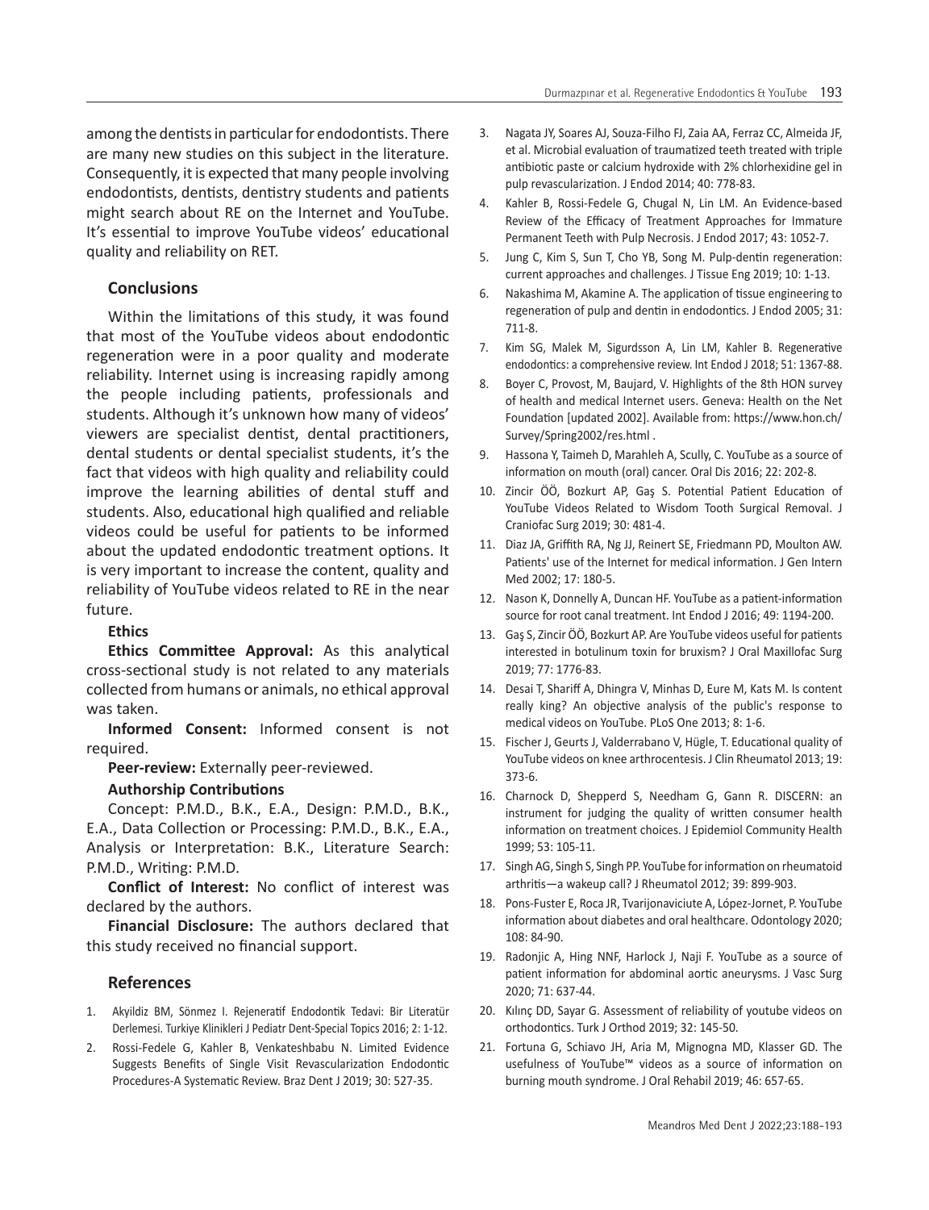among the dentists in particular for endodontists. There are many new studies on this subject in the literature. Consequently, it is expected that many people involving endodontists, dentists, dentistry students and patients might search about RE on the Internet and YouTube. It's essential to improve YouTube videos' educational quality and reliability on RET.

## Conclusions

Within the limitations of this study, it was found that most of the YouTube videos about endodontic regeneration were in a poor quality and moderate reliability. Internet using is increasing rapidly among the people including patients, professionals and students. Although it's unknown how many of videos' viewers are specialist dentist, dental practitioners, dental students or dental specialist students, it's the fact that videos with high quality and reliability could improve the learning abilities of dental stuff and students. Also, educational high qualified and reliable videos could be useful for patients to be informed about the updated endodontic treatment options. It is very important to increase the content, quality and reliability of YouTube videos related to RE in the near future.

**Ethics**

**Ethics Committee Approval:** As this analytical cross-sectional study is not related to any materials collected from humans or animals, no ethical approval was taken.

**Informed Consent:** Informed consent is not required.

**Peer-review:** Externally peer-reviewed.

**Authorship Contributions**

Concept: P.M.D., B.K., E.A., Design: P.M.D., B.K., E.A., Data Collection or Processing: P.M.D., B.K., E.A., Analysis or Interpretation: B.K., Literature Search: P.M.D., Writing: P.M.D.

**Conflict of Interest:** No conflict of interest was declared by the authors.

**Financial Disclosure:** The authors declared that this study received no financial support.

## References

1. Akyildiz BM, Sönmez I. Rejeneratif Endodontik Tedavi: Bir Literatür Derlemesi. Turkiye Klinikleri J Pediatr Dent-Special Topics 2016; 2: 1-12.
2. Rossi-Fedele G, Kahler B, Venkateshbabu N. Limited Evidence Suggests Benefits of Single Visit Revascularization Endodontic Procedures-A Systematic Review. Braz Dent J 2019; 30: 527-35.
3. Nagata JY, Soares AJ, Souza-Filho FJ, Zaia AA, Ferraz CC, Almeida JF, et al. Microbial evaluation of traumatized teeth treated with triple antibiotic paste or calcium hydroxide with 2% chlorhexidine gel in pulp revascularization. J Endod 2014; 40: 778-83.
4. Kahler B, Rossi-Fedele G, Chugal N, Lin LM. An Evidence-based Review of the Efficacy of Treatment Approaches for Immature Permanent Teeth with Pulp Necrosis. J Endod 2017; 43: 1052-7.
5. Jung C, Kim S, Sun T, Cho YB, Song M. Pulp-dentin regeneration: current approaches and challenges. J Tissue Eng 2019; 10: 1-13.
6. Nakashima M, Akamine A. The application of tissue engineering to regeneration of pulp and dentin in endodontics. J Endod 2005; 31: 711-8.
7. Kim SG, Malek M, Sigurdsson A, Lin LM, Kahler B. Regenerative endodontics: a comprehensive review. Int Endod J 2018; 51: 1367-88.
8. Boyer C, Provost, M, Baujard, V. Highlights of the 8th HON survey of health and medical Internet users. Geneva: Health on the Net Foundation [updated 2002]. Available from: https://www.hon.ch/Survey/Spring2002/res.html .
9. Hassona Y, Taimeh D, Marahleh A, Scully, C. YouTube as a source of information on mouth (oral) cancer. Oral Dis 2016; 22: 202-8.
10. Zincir ÖÖ, Bozkurt AP, Gaş S. Potential Patient Education of YouTube Videos Related to Wisdom Tooth Surgical Removal. J Craniofac Surg 2019; 30: 481-4.
11. Diaz JA, Griffith RA, Ng JJ, Reinert SE, Friedmann PD, Moulton AW. Patients' use of the Internet for medical information. J Gen Intern Med 2002; 17: 180-5.
12. Nason K, Donnelly A, Duncan HF. YouTube as a patient-information source for root canal treatment. Int Endod J 2016; 49: 1194-200.
13. Gaş S, Zincir ÖÖ, Bozkurt AP. Are YouTube videos useful for patients interested in botulinum toxin for bruxism? J Oral Maxillofac Surg 2019; 77: 1776-83.
14. Desai T, Shariff A, Dhingra V, Minhas D, Eure M, Kats M. Is content really king? An objective analysis of the public's response to medical videos on YouTube. PLoS One 2013; 8: 1-6.
15. Fischer J, Geurts J, Valderrabano V, Hügle, T. Educational quality of YouTube videos on knee arthrocentesis. J Clin Rheumatol 2013; 19: 373-6.
16. Charnock D, Shepperd S, Needham G, Gann R. DISCERN: an instrument for judging the quality of written consumer health information on treatment choices. J Epidemiol Community Health 1999; 53: 105-11.
17. Singh AG, Singh S, Singh PP. YouTube for information on rheumatoid arthritis—a wakeup call? J Rheumatol 2012; 39: 899-903.
18. Pons-Fuster E, Roca JR, Tvarijonaviciute A, López-Jornet, P. YouTube information about diabetes and oral healthcare. Odontology 2020; 108: 84-90.
19. Radonjic A, Hing NNF, Harlock J, Naji F. YouTube as a source of patient information for abdominal aortic aneurysms. J Vasc Surg 2020; 71: 637-44.
20. Kılınç DD, Sayar G. Assessment of reliability of youtube videos on orthodontics. Turk J Orthod 2019; 32: 145-50.
21. Fortuna G, Schiavo JH, Aria M, Mignogna MD, Klasser GD. The usefulness of YouTube™ videos as a source of information on burning mouth syndrome. J Oral Rehabil 2019; 46: 657-65.